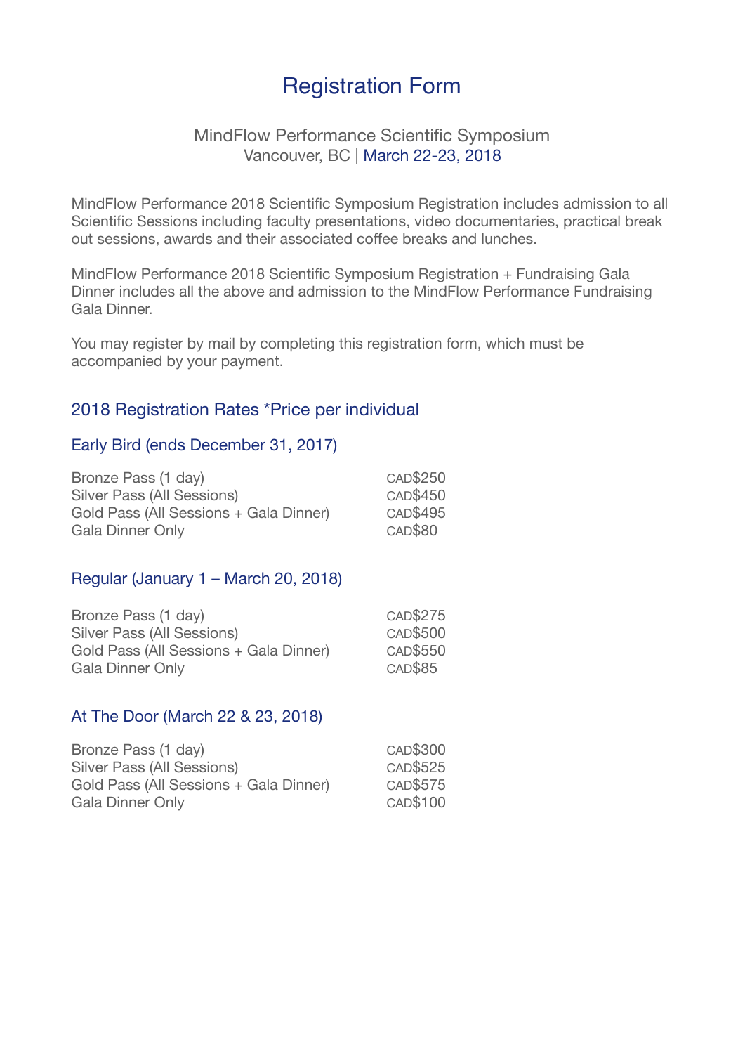# Registration Form

MindFlow Performance Scientific Symposium
Vancouver, BC | March 22-23, 2018

MindFlow Performance 2018 Scientific Symposium Registration includes admission to all Scientific Sessions including faculty presentations, video documentaries, practical break out sessions, awards and their associated coffee breaks and lunches.

MindFlow Performance 2018 Scientific Symposium Registration + Fundraising Gala Dinner includes all the above and admission to the MindFlow Performance Fundraising Gala Dinner.

You may register by mail by completing this registration form, which must be accompanied by your payment.

## 2018 Registration Rates *Price per individual

### Early Bird (ends December 31, 2017)

| | |
|---|---|
| Bronze Pass (1 day) | CAD$250 |
| Silver Pass (All Sessions) | CAD$450 |
| Gold Pass (All Sessions + Gala Dinner) | CAD$495 |
| Gala Dinner Only | CAD$80 |

### Regular (January 1 – March 20, 2018)

| | |
|---|---|
| Bronze Pass (1 day) | CAD$275 |
| Silver Pass (All Sessions) | CAD$500 |
| Gold Pass (All Sessions + Gala Dinner) | CAD$550 |
| Gala Dinner Only | CAD$85 |

### At The Door (March 22 & 23, 2018)

| | |
|---|---|
| Bronze Pass (1 day) | CAD$300 |
| Silver Pass (All Sessions) | CAD$525 |
| Gold Pass (All Sessions + Gala Dinner) | CAD$575 |
| Gala Dinner Only | CAD$100 |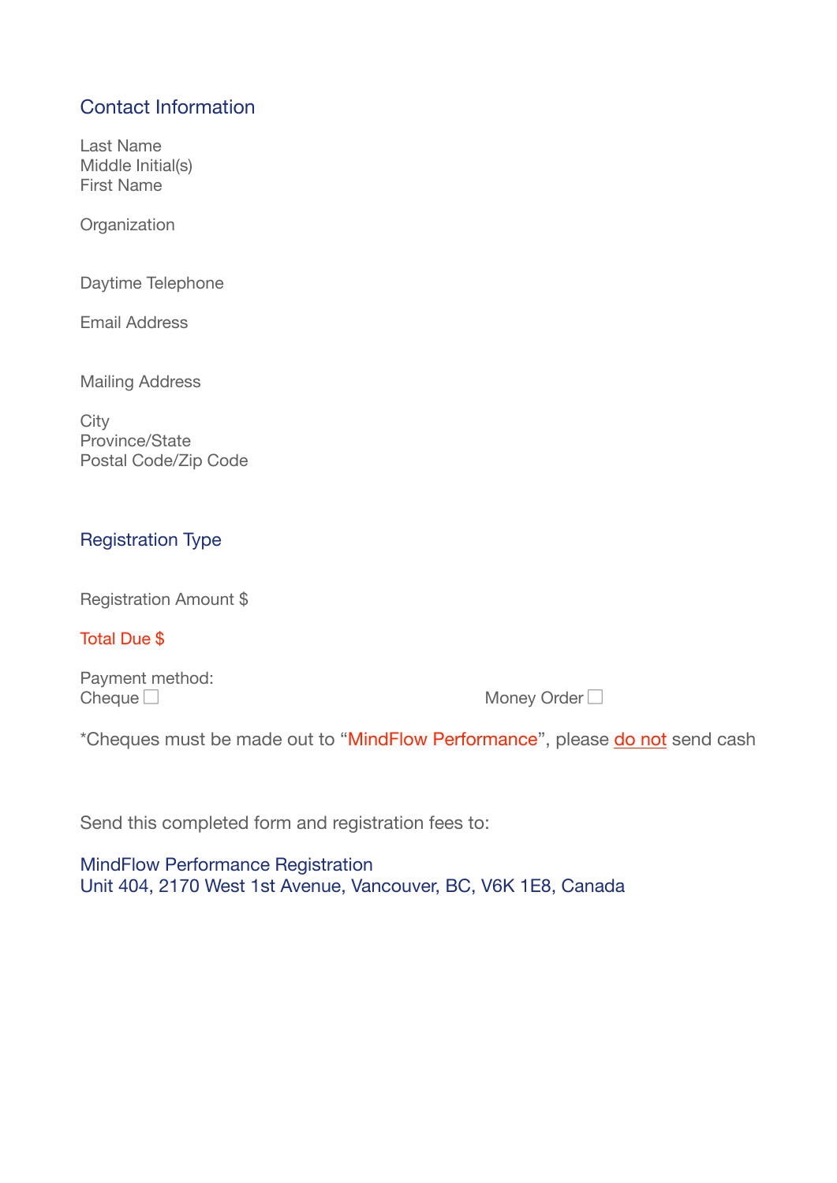## Contact Information

Last Name
Middle Initial(s)
First Name

Organization

Daytime Telephone

Email Address

Mailing Address

City
Province/State
Postal Code/Zip Code

## Registration Type

Registration Amount $

Total Due $

Payment method:
Cheque ☐ Money Order ☐

*Cheques must be made out to "MindFlow Performance", please do not send cash

Send this completed form and registration fees to:

MindFlow Performance Registration
Unit 404, 2170 West 1st Avenue, Vancouver, BC, V6K 1E8, Canada